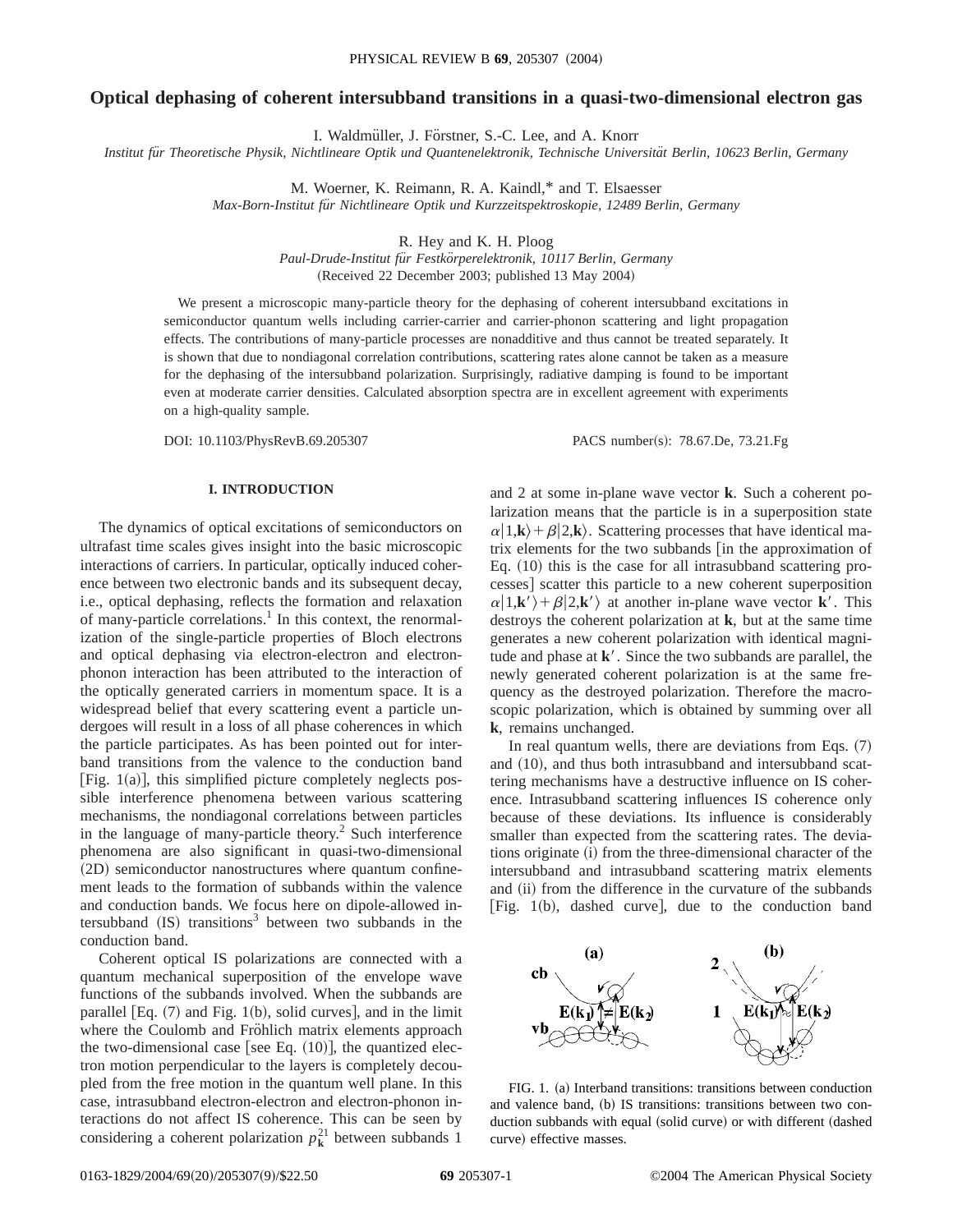# Optical dephasing of coherent intersubband transitions in a quasi-two-dimensional electron gas

I. Waldmüller, J. Förstner, S.-C. Lee, and A. Knorr

*Institut für Theoretische Physik, Nichtlineare Optik und Quantenelektronik, Technische Universität Berlin, 10623 Berlin, Germany*

M. Woerner, K. Reimann, R. A. Kaindl,* and T. Elsaesser

*Max-Born-Institut für Nichtlineare Optik und Kurzzeitspektroskopie, 12489 Berlin, Germany*

R. Hey and K. H. Ploog

*Paul-Drude-Institut für Festkörperelektronik, 10117 Berlin, Germany*

(Received 22 December 2003; published 13 May 2004)

We present a microscopic many-particle theory for the dephasing of coherent intersubband excitations in semiconductor quantum wells including carrier-carrier and carrier-phonon scattering and light propagation effects. The contributions of many-particle processes are nonadditive and thus cannot be treated separately. It is shown that due to nondiagonal correlation contributions, scattering rates alone cannot be taken as a measure for the dephasing of the intersubband polarization. Surprisingly, radiative damping is found to be important even at moderate carrier densities. Calculated absorption spectra are in excellent agreement with experiments on a high-quality sample.

DOI: 10.1103/PhysRevB.69.205307 PACS number(s): 78.67.De, 73.21.Fg

## I. INTRODUCTION

The dynamics of optical excitations of semiconductors on ultrafast time scales gives insight into the basic microscopic interactions of carriers. In particular, optically induced coherence between two electronic bands and its subsequent decay, i.e., optical dephasing, reflects the formation and relaxation of many-particle correlations.[1] In this context, the renormalization of the single-particle properties of Bloch electrons and optical dephasing via electron-electron and electron-phonon interaction has been attributed to the interaction of the optically generated carriers in momentum space. It is a widespread belief that every scattering event a particle undergoes will result in a loss of all phase coherences in which the particle participates. As has been pointed out for interband transitions from the valence to the conduction band [Fig. 1(a)], this simplified picture completely neglects possible interference phenomena between various scattering mechanisms, the nondiagonal correlations between particles in the language of many-particle theory.[2] Such interference phenomena are also significant in quasi-two-dimensional (2D) semiconductor nanostructures where quantum confinement leads to the formation of subbands within the valence and conduction bands. We focus here on dipole-allowed intersubband (IS) transitions[3] between two subbands in the conduction band.

Coherent optical IS polarizations are connected with a quantum mechanical superposition of the envelope wave functions of the subbands involved. When the subbands are parallel [Eq. (7) and Fig. 1(b), solid curves], and in the limit where the Coulomb and Fröhlich matrix elements approach the two-dimensional case [see Eq. (10)], the quantized electron motion perpendicular to the layers is completely decoupled from the free motion in the quantum well plane. In this case, intrasubband electron-electron and electron-phonon interactions do not affect IS coherence. This can be seen by considering a coherent polarization $p_{\mathbf{k}}^{21}$ between subbands 1 and 2 at some in-plane wave vector $\mathbf{k}$. Such a coherent polarization means that the particle is in a superposition state $\alpha|1,\mathbf{k}\rangle+\beta|2,\mathbf{k}\rangle$. Scattering processes that have identical matrix elements for the two subbands [in the approximation of Eq. (10) this is the case for all intrasubband scattering processes] scatter this particle to a new coherent superposition $\alpha|1,\mathbf{k}'\rangle+\beta|2,\mathbf{k}'\rangle$ at another in-plane wave vector $\mathbf{k}'$. This destroys the coherent polarization at $\mathbf{k}$, but at the same time generates a new coherent polarization with identical magnitude and phase at $\mathbf{k}'$. Since the two subbands are parallel, the newly generated coherent polarization is at the same frequency as the destroyed polarization. Therefore the macroscopic polarization, which is obtained by summing over all $\mathbf{k}$, remains unchanged.

In real quantum wells, there are deviations from Eqs. (7) and (10), and thus both intrasubband and intersubband scattering mechanisms have a destructive influence on IS coherence. Intrasubband scattering influences IS coherence only because of these deviations. Its influence is considerably smaller than expected from the scattering rates. The deviations originate (i) from the three-dimensional character of the intersubband and intrasubband scattering matrix elements and (ii) from the difference in the curvature of the subbands [Fig. 1(b), dashed curve], due to the conduction band

FIG. 1. (a) Interband transitions: transitions between conduction and valence band, (b) IS transitions: transitions between two conduction subbands with equal (solid curve) or with different (dashed curve) effective masses.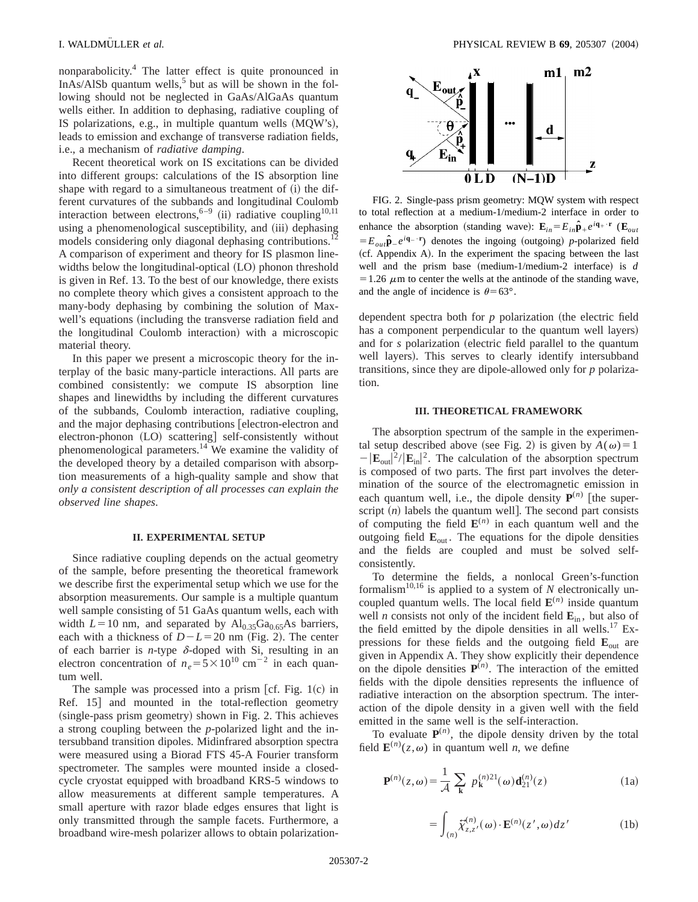nonparabolicity.[4] The latter effect is quite pronounced in InAs/AlSb quantum wells,[5] but as will be shown in the following should not be neglected in GaAs/AlGaAs quantum wells either. In addition to dephasing, radiative coupling of IS polarizations, e.g., in multiple quantum wells (MQW's), leads to emission and exchange of transverse radiation fields, i.e., a mechanism of *radiative damping*.

Recent theoretical work on IS excitations can be divided into different groups: calculations of the IS absorption line shape with regard to a simultaneous treatment of (i) the different curvatures of the subbands and longitudinal Coulomb interaction between electrons,[6–9] (ii) radiative coupling[10,11] using a phenomenological susceptibility, and (iii) dephasing models considering only diagonal dephasing contributions.[12] A comparison of experiment and theory for IS plasmon linewidths below the longitudinal-optical (LO) phonon threshold is given in Ref. 13. To the best of our knowledge, there exists no complete theory which gives a consistent approach to the many-body dephasing by combining the solution of Maxwell's equations (including the transverse radiation field and the longitudinal Coulomb interaction) with a microscopic material theory.

In this paper we present a microscopic theory for the interplay of the basic many-particle interactions. All parts are combined consistently: we compute IS absorption line shapes and linewidths by including the different curvatures of the subbands, Coulomb interaction, radiative coupling, and the major dephasing contributions [electron-electron and electron-phonon (LO) scattering] self-consistently without phenomenological parameters.[14] We examine the validity of the developed theory by a detailed comparison with absorption measurements of a high-quality sample and show that *only a consistent description of all processes can explain the observed line shapes*.

## II. EXPERIMENTAL SETUP

Since radiative coupling depends on the actual geometry of the sample, before presenting the theoretical framework we describe first the experimental setup which we use for the absorption measurements. Our sample is a multiple quantum well sample consisting of 51 GaAs quantum wells, each with width $L=10$ nm, and separated by $Al_{0.35}Ga_{0.65}As$ barriers, each with a thickness of $D-L=20$ nm (Fig. 2). The center of each barrier is $n$-type $\delta$-doped with Si, resulting in an electron concentration of $n_e=5\times10^{10}$ cm$^{-2}$ in each quantum well.

The sample was processed into a prism [cf. Fig. 1(c) in Ref. 15] and mounted in the total-reflection geometry (single-pass prism geometry) shown in Fig. 2. This achieves a strong coupling between the $p$-polarized light and the intersubband transition dipoles. Midinfrared absorption spectra were measured using a Biorad FTS 45-A Fourier transform spectrometer. The samples were mounted inside a closed-cycle cryostat equipped with broadband KRS-5 windows to allow measurements at different sample temperatures. A small aperture with razor blade edges ensures that light is only transmitted through the sample facets. Furthermore, a broadband wire-mesh polarizer allows to obtain polarization-dependent spectra both for $p$ polarization (the electric field has a component perpendicular to the quantum well layers) and for $s$ polarization (electric field parallel to the quantum well layers). This serves to clearly identify intersubband transitions, since they are dipole-allowed only for $p$ polarization.

FIG. 2. Single-pass prism geometry: MQW system with respect to total reflection at a medium-1/medium-2 interface in order to enhance the absorption (standing wave): $\mathbf{E}_{in}=E_{in}\hat{\mathbf{p}}_+e^{i\mathbf{q}_+\cdot\mathbf{r}}$ ($\mathbf{E}_{out}=E_{out}\hat{\mathbf{p}}_-e^{i\mathbf{q}_-\cdot\mathbf{r}}$) denotes the ingoing (outgoing) $p$-polarized field (cf. Appendix A). In the experiment the spacing between the last well and the prism base (medium-1/medium-2 interface) is $d=1.26$ $\mu$m to center the wells at the antinode of the standing wave, and the angle of incidence is $\theta=63°$.

## III. THEORETICAL FRAMEWORK

The absorption spectrum of the sample in the experimental setup described above (see Fig. 2) is given by $A(\omega)=1-|\mathbf{E}_{\rm out}|^2/|\mathbf{E}_{\rm in}|^2$. The calculation of the absorption spectrum is composed of two parts. The first part involves the determination of the source of the electromagnetic emission in each quantum well, i.e., the dipole density $\mathbf{P}^{(n)}$ [the superscript $(n)$ labels the quantum well]. The second part consists of computing the field $\mathbf{E}^{(n)}$ in each quantum well and the outgoing field $\mathbf{E}_{\rm out}$. The equations for the dipole densities and the fields are coupled and must be solved self-consistently.

To determine the fields, a nonlocal Green's-function formalism[10,16] is applied to a system of $N$ electronically uncoupled quantum wells. The local field $\mathbf{E}^{(n)}$ inside quantum well $n$ consists not only of the incident field $\mathbf{E}_{\rm in}$, but also of the field emitted by the dipole densities in all wells.[17] Expressions for these fields and the outgoing field $\mathbf{E}_{\rm out}$ are given in Appendix A. They show explicitly their dependence on the dipole densities $\mathbf{P}^{(n)}$. The interaction of the emitted fields with the dipole densities represents the influence of radiative interaction on the absorption spectrum. The interaction of the dipole density in a given well with the field emitted in the same well is the self-interaction.

To evaluate $\mathbf{P}^{(n)}$, the dipole density driven by the total field $\mathbf{E}^{(n)}(z,\omega)$ in quantum well $n$, we define

$$\mathbf{P}^{(n)}(z,\omega)=\frac{1}{\mathcal{A}}\sum_{\mathbf{k}}p_{\mathbf{k}}^{(n)21}(\omega)\mathbf{d}_{21}^{(n)}(z) \tag{1a}$$

$$=\int_{(n)}\tilde{\chi}_{z,z'}^{(n)}(\omega)\cdot\mathbf{E}^{(n)}(z',\omega)dz' \tag{1b}$$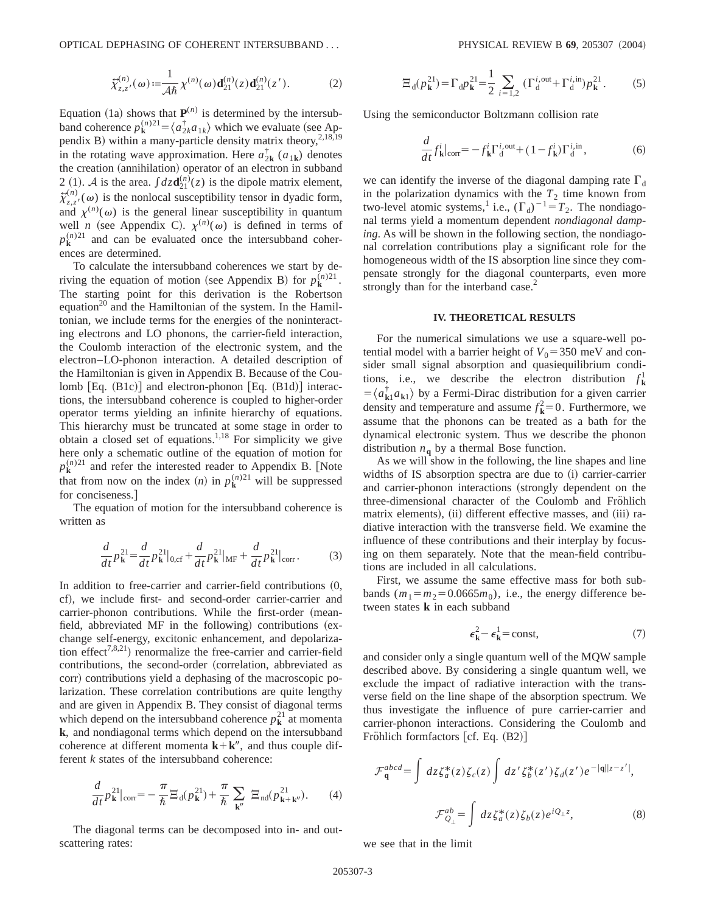$$\vec{\chi}^{(n)}_{z,z'}(\omega) := \frac{1}{\mathcal{A}\hbar}\chi^{(n)}(\omega)\mathbf{d}^{(n)}_{21}(z)\mathbf{d}^{(n)}_{21}(z'). \tag{2}$$

Equation (1a) shows that $\mathbf{P}^{(n)}$ is determined by the intersubband coherence $p^{(n)21}_{\mathbf{k}} = \langle a^{\dagger}_{2k} a_{1k}\rangle$ which we evaluate (see Appendix B) within a many-particle density matrix theory,[2,18,19] in the rotating wave approximation. Here $a^{\dagger}_{2\mathbf{k}}$ ($a_{1\mathbf{k}}$) denotes the creation (annihilation) operator of an electron in subband 2 (1). $\mathcal{A}$ is the area. $\int dz \mathbf{d}^{(n)}_{21}(z)$ is the dipole matrix element, $\vec{\chi}^{(n)}_{z,z'}(\omega)$ is the nonlocal susceptibility tensor in dyadic form, and $\chi^{(n)}(\omega)$ is the general linear susceptibility in quantum well $n$ (see Appendix C). $\chi^{(n)}(\omega)$ is defined in terms of $p^{(n)21}_{\mathbf{k}}$ and can be evaluated once the intersubband coherences are determined.

To calculate the intersubband coherences we start by deriving the equation of motion (see Appendix B) for $p^{(n)21}_{\mathbf{k}}$. The starting point for this derivation is the Robertson equation[20] and the Hamiltonian of the system. In the Hamiltonian, we include terms for the energies of the noninteracting electrons and LO phonons, the carrier-field interaction, the Coulomb interaction of the electronic system, and the electron–LO-phonon interaction. A detailed description of the Hamiltonian is given in Appendix B. Because of the Coulomb [Eq. (B1c)] and electron-phonon [Eq. (B1d)] interactions, the intersubband coherence is coupled to higher-order operator terms yielding an infinite hierarchy of equations. This hierarchy must be truncated at some stage in order to obtain a closed set of equations.[1,18] For simplicity we give here only a schematic outline of the equation of motion for $p^{(n)21}_{\mathbf{k}}$ and refer the interested reader to Appendix B. [Note that from now on the index $(n)$ in $p^{(n)21}_{\mathbf{k}}$ will be suppressed for conciseness.]

The equation of motion for the intersubband coherence is written as

$$\frac{d}{dt}p^{21}_{\mathbf{k}} = \frac{d}{dt}p^{21}_{\mathbf{k}}\Big|_{0,\mathrm{cf}} + \frac{d}{dt}p^{21}_{\mathbf{k}}\Big|_{\mathrm{MF}} + \frac{d}{dt}p^{21}_{\mathbf{k}}\Big|_{\mathrm{corr}}. \tag{3}$$

In addition to free-carrier and carrier-field contributions (0, cf), we include first- and second-order carrier-carrier and carrier-phonon contributions. While the first-order (mean-field, abbreviated MF in the following) contributions (exchange self-energy, excitonic enhancement, and depolarization effect[7,8,21]) renormalize the free-carrier and carrier-field contributions, the second-order (correlation, abbreviated as corr) contributions yield a dephasing of the macroscopic polarization. These correlation contributions are quite lengthy and are given in Appendix B. They consist of diagonal terms which depend on the intersubband coherence $p^{21}_{\mathbf{k}}$ at momenta $\mathbf{k}$, and nondiagonal terms which depend on the intersubband coherence at different momenta $\mathbf{k}+\mathbf{k}''$, and thus couple different $k$ states of the intersubband coherence:

$$\frac{d}{dt}p^{21}_{\mathbf{k}}\Big|_{\mathrm{corr}} = -\frac{\pi}{\hbar}\Xi_{\mathrm{d}}(p^{21}_{\mathbf{k}}) + \frac{\pi}{\hbar}\sum_{\mathbf{k}''}\Xi_{\mathrm{nd}}(p^{21}_{\mathbf{k}+\mathbf{k}''}). \tag{4}$$

The diagonal terms can be decomposed into in- and out-scattering rates:

$$\Xi_{\mathrm{d}}(p^{21}_{\mathbf{k}}) = \Gamma_{\mathrm{d}} p^{21}_{\mathbf{k}} = \frac{1}{2}\sum_{i=1,2}(\Gamma^{i,\mathrm{out}}_{\mathrm{d}} + \Gamma^{i,\mathrm{in}}_{\mathrm{d}})p^{21}_{\mathbf{k}}. \tag{5}$$

Using the semiconductor Boltzmann collision rate

$$\frac{d}{dt}f^{i}_{\mathbf{k}}\Big|_{\mathrm{corr}} = -f^{i}_{\mathbf{k}}\Gamma^{i,\mathrm{out}}_{\mathrm{d}} + (1-f^{i}_{\mathbf{k}})\Gamma^{i,\mathrm{in}}_{\mathrm{d}}, \tag{6}$$

we can identify the inverse of the diagonal damping rate $\Gamma_{\mathrm{d}}$ in the polarization dynamics with the $T_2$ time known from two-level atomic systems,[1] i.e., $(\Gamma_{\mathrm{d}})^{-1} = T_2$. The nondiagonal terms yield a momentum dependent *nondiagonal damping*. As will be shown in the following section, the nondiagonal correlation contributions play a significant role for the homogeneous width of the IS absorption line since they compensate strongly for the diagonal counterparts, even more strongly than for the interband case.[2]

## IV. THEORETICAL RESULTS

For the numerical simulations we use a square-well potential model with a barrier height of $V_0 = 350$ meV and consider small signal absorption and quasiequilibrium conditions, i.e., we describe the electron distribution $f^{1}_{\mathbf{k}} = \langle a^{\dagger}_{\mathbf{k}1} a_{\mathbf{k}1}\rangle$ by a Fermi-Dirac distribution for a given carrier density and temperature and assume $f^{2}_{\mathbf{k}} = 0$. Furthermore, we assume that the phonons can be treated as a bath for the dynamical electronic system. Thus we describe the phonon distribution $n_{\mathbf{q}}$ by a thermal Bose function.

As we will show in the following, the line shapes and line widths of IS absorption spectra are due to (i) carrier-carrier and carrier-phonon interactions (strongly dependent on the three-dimensional character of the Coulomb and Fröhlich matrix elements), (ii) different effective masses, and (iii) radiative interaction with the transverse field. We examine the influence of these contributions and their interplay by focusing on them separately. Note that the mean-field contributions are included in all calculations.

First, we assume the same effective mass for both subbands ($m_1 = m_2 = 0.0665 m_0$), i.e., the energy difference between states $\mathbf{k}$ in each subband

$$\epsilon^{2}_{\mathbf{k}} - \epsilon^{1}_{\mathbf{k}} = \mathrm{const}, \tag{7}$$

and consider only a single quantum well of the MQW sample described above. By considering a single quantum well, we exclude the impact of radiative interaction with the transverse field on the line shape of the absorption spectrum. We thus investigate the influence of pure carrier-carrier and carrier-phonon interactions. Considering the Coulomb and Fröhlich formfactors [cf. Eq. (B2)]

$$\mathcal{F}^{abcd}_{\mathbf{q}} = \int dz \zeta^{*}_{a}(z)\zeta_{c}(z)\int dz' \zeta^{*}_{b}(z')\zeta_{d}(z')e^{-|\mathbf{q}||z-z'|},$$

$$\mathcal{F}^{ab}_{Q_{\perp}} = \int dz \zeta^{*}_{a}(z)\zeta_{b}(z)e^{iQ_{\perp}z}, \tag{8}$$

we see that in the limit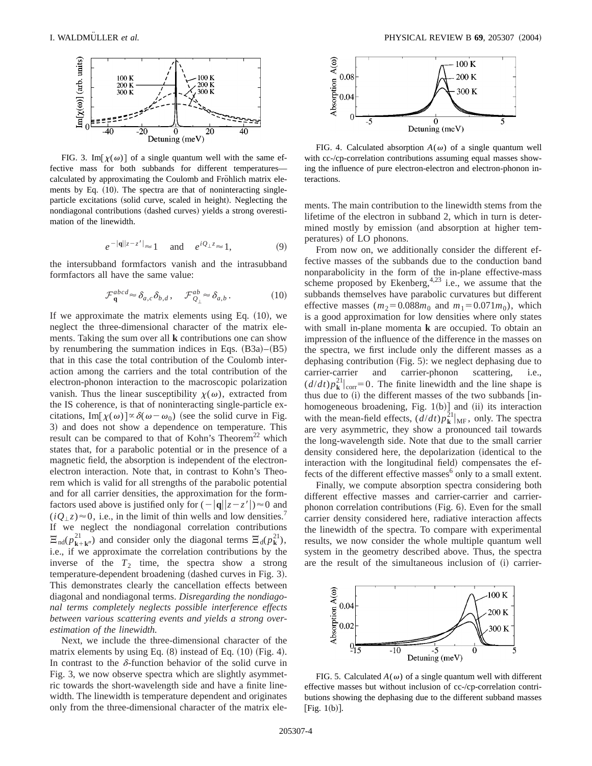FIG. 3. $\mathrm{Im}[\chi(\omega)]$ of a single quantum well with the same effective mass for both subbands for different temperatures—calculated by approximating the Coulomb and Fröhlich matrix elements by Eq. (10). The spectra are that of noninteracting single-particle excitations (solid curve, scaled in height). Neglecting the nondiagonal contributions (dashed curves) yields a strong overestimation of the linewidth.

$$e^{-|\mathbf{q}||z-z'|}\approx 1 \quad \text{and} \quad e^{iQ_\perp z}\approx 1, \tag{9}$$

the intersubband formfactors vanish and the intrasubband formfactors all have the same value:

$$\mathcal{F}_{\mathbf{q}}^{abcd}\approx\delta_{a,c}\delta_{b,d}, \quad \mathcal{F}_{Q_\perp}^{ab}\approx\delta_{a,b}. \tag{10}$$

If we approximate the matrix elements using Eq. (10), we neglect the three-dimensional character of the matrix elements. Taking the sum over all $\mathbf{k}$ contributions one can show by renumbering the summation indices in Eqs. (B3a)–(B5) that in this case the total contribution of the Coulomb interaction among the carriers and the total contribution of the electron-phonon interaction to the macroscopic polarization vanish. Thus the linear susceptibility $\chi(\omega)$, extracted from the IS coherence, is that of noninteracting single-particle excitations, $\mathrm{Im}[\chi(\omega)]\propto\delta(\omega-\omega_0)$ (see the solid curve in Fig. 3) and does not show a dependence on temperature. This result can be compared to that of Kohn's Theorem[22] which states that, for a parabolic potential or in the presence of a magnetic field, the absorption is independent of the electron-electron interaction. Note that, in contrast to Kohn's Theorem which is valid for all strengths of the parabolic potential and for all carrier densities, the approximation for the formfactors used above is justified only for $(-|\mathbf{q}||z-z'|)\approx 0$ and $(iQ_\perp z)\approx 0$, i.e., in the limit of thin wells and low densities.[7] If we neglect the nondiagonal correlation contributions $\Xi_{\mathrm{nd}}(p^{21}_{\mathbf{k}+\mathbf{k}''})$ and consider only the diagonal terms $\Xi_{\mathrm{d}}(p^{21}_{\mathbf{k}})$, i.e., if we approximate the correlation contributions by the inverse of the $T_2$ time, the spectra show a strong temperature-dependent broadening (dashed curves in Fig. 3). This demonstrates clearly the cancellation effects between diagonal and nondiagonal terms. *Disregarding the nondiagonal terms completely neglects possible interference effects between various scattering events and yields a strong overestimation of the linewidth.*

Next, we include the three-dimensional character of the matrix elements by using Eq. (8) instead of Eq. (10) (Fig. 4). In contrast to the $\delta$-function behavior of the solid curve in Fig. 3, we now observe spectra which are slightly asymmetric towards the short-wavelength side and have a finite linewidth. The linewidth is temperature dependent and originates only from the three-dimensional character of the matrix elements. The main contribution to the linewidth stems from the lifetime of the electron in subband 2, which in turn is determined mostly by emission (and absorption at higher temperatures) of LO phonons.

FIG. 4. Calculated absorption $A(\omega)$ of a single quantum well with cc-/cp-correlation contributions assuming equal masses showing the influence of pure electron-electron and electron-phonon interactions.

From now on, we additionally consider the different effective masses of the subbands due to the conduction band nonparabolicity in the form of the in-plane effective-mass scheme proposed by Ekenberg,[4,23] i.e., we assume that the subbands themselves have parabolic curvatures but different effective masses ($m_2=0.088m_0$ and $m_1=0.071m_0$), which is a good approximation for low densities where only states with small in-plane momenta $\mathbf{k}$ are occupied. To obtain an impression of the influence of the difference in the masses on the spectra, we first include only the different masses as a dephasing contribution (Fig. 5): we neglect dephasing due to carrier-carrier and carrier-phonon scattering, i.e., $(d/dt)p^{21}_{\mathbf{k}}|_{\mathrm{corr}}=0$. The finite linewidth and the line shape is thus due to (i) the different masses of the two subbands [inhomogeneous broadening, Fig. 1(b)] and (ii) its interaction with the mean-field effects, $(d/dt)p^{21}_{\mathbf{k}}|_{\mathrm{MF}}$, only. The spectra are very asymmetric, they show a pronounced tail towards the long-wavelength side. Note that due to the small carrier density considered here, the depolarization (identical to the interaction with the longitudinal field) compensates the effects of the different effective masses[6] only to a small extent.

Finally, we compute absorption spectra considering both different effective masses and carrier-carrier and carrier-phonon correlation contributions (Fig. 6). Even for the small carrier density considered here, radiative interaction affects the linewidth of the spectra. To compare with experimental results, we now consider the whole multiple quantum well system in the geometry described above. Thus, the spectra are the result of the simultaneous inclusion of (i) carrier-

FIG. 5. Calculated $A(\omega)$ of a single quantum well with different effective masses but without inclusion of cc-/cp-correlation contributions showing the dephasing due to the different subband masses [Fig. 1(b)].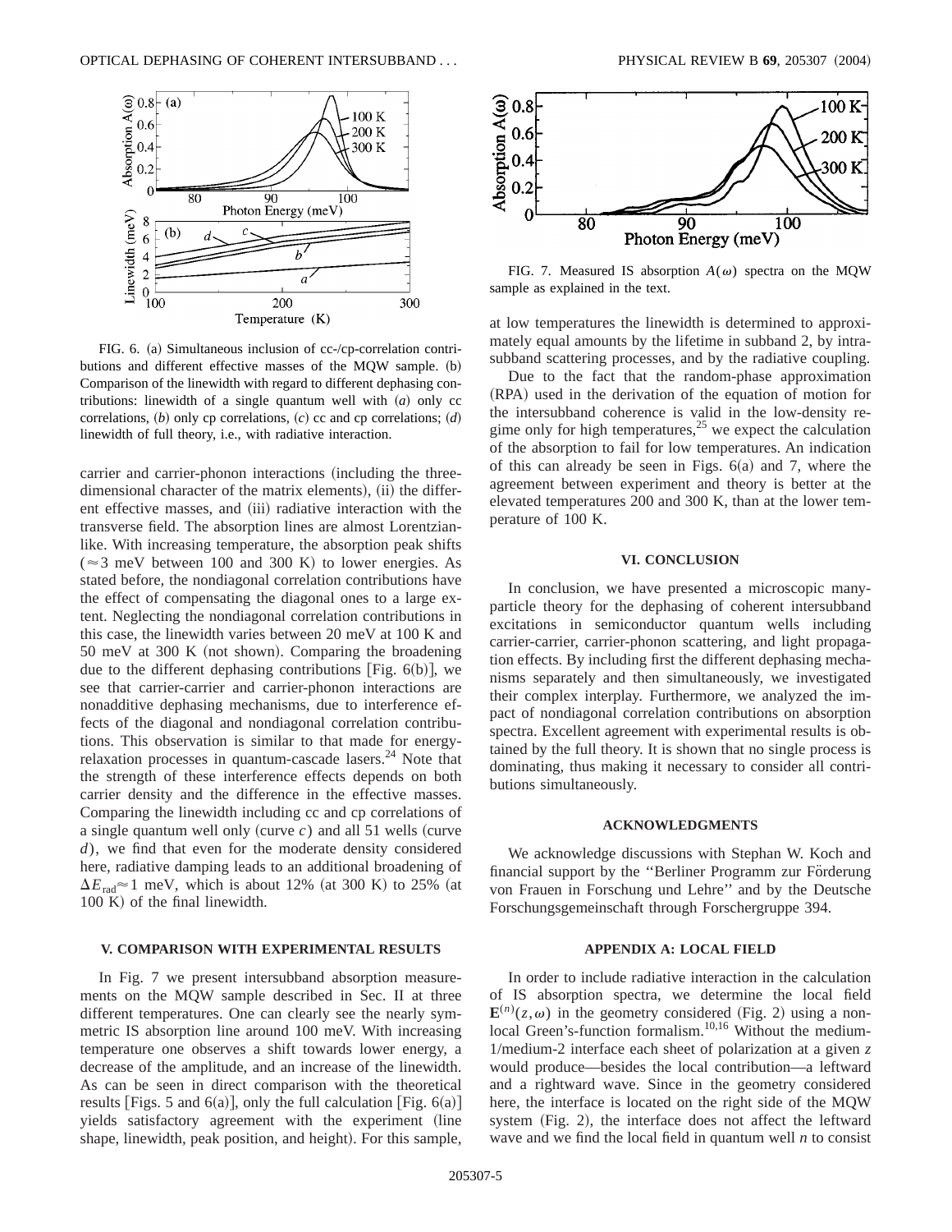FIG. 6. (a) Simultaneous inclusion of cc-/cp-correlation contributions and different effective masses of the MQW sample. (b) Comparison of the linewidth with regard to different dephasing contributions: linewidth of a single quantum well with (*a*) only cc correlations, (*b*) only cp correlations, (*c*) cc and cp correlations; (*d*) linewidth of full theory, i.e., with radiative interaction.

carrier and carrier-phonon interactions (including the three-dimensional character of the matrix elements), (ii) the different effective masses, and (iii) radiative interaction with the transverse field. The absorption lines are almost Lorentzian-like. With increasing temperature, the absorption peak shifts ($\approx 3$ meV between 100 and 300 K) to lower energies. As stated before, the nondiagonal correlation contributions have the effect of compensating the diagonal ones to a large extent. Neglecting the nondiagonal correlation contributions in this case, the linewidth varies between 20 meV at 100 K and 50 meV at 300 K (not shown). Comparing the broadening due to the different dephasing contributions [Fig. 6(b)], we see that carrier-carrier and carrier-phonon interactions are nonadditive dephasing mechanisms, due to interference effects of the diagonal and nondiagonal correlation contributions. This observation is similar to that made for energy-relaxation processes in quantum-cascade lasers.[24] Note that the strength of these interference effects depends on both carrier density and the difference in the effective masses. Comparing the linewidth including cc and cp correlations of a single quantum well only (curve *c*) and all 51 wells (curve *d*), we find that even for the moderate density considered here, radiative damping leads to an additional broadening of $\Delta E_{\mathrm{rad}} \approx 1$ meV, which is about 12% (at 300 K) to 25% (at 100 K) of the final linewidth.

## V. COMPARISON WITH EXPERIMENTAL RESULTS

In Fig. 7 we present intersubband absorption measurements on the MQW sample described in Sec. II at three different temperatures. One can clearly see the nearly symmetric IS absorption line around 100 meV. With increasing temperature one observes a shift towards lower energy, a decrease of the amplitude, and an increase of the linewidth. As can be seen in direct comparison with the theoretical results [Figs. 5 and 6(a)], only the full calculation [Fig. 6(a)] yields satisfactory agreement with the experiment (line shape, linewidth, peak position, and height). For this sample,

FIG. 7. Measured IS absorption $A(\omega)$ spectra on the MQW sample as explained in the text.

at low temperatures the linewidth is determined to approximately equal amounts by the lifetime in subband 2, by intrasubband scattering processes, and by the radiative coupling.

Due to the fact that the random-phase approximation (RPA) used in the derivation of the equation of motion for the intersubband coherence is valid in the low-density regime only for high temperatures,[25] we expect the calculation of the absorption to fail for low temperatures. An indication of this can already be seen in Figs. 6(a) and 7, where the agreement between experiment and theory is better at the elevated temperatures 200 and 300 K, than at the lower temperature of 100 K.

## VI. CONCLUSION

In conclusion, we have presented a microscopic many-particle theory for the dephasing of coherent intersubband excitations in semiconductor quantum wells including carrier-carrier, carrier-phonon scattering, and light propagation effects. By including first the different dephasing mechanisms separately and then simultaneously, we investigated their complex interplay. Furthermore, we analyzed the impact of nondiagonal correlation contributions on absorption spectra. Excellent agreement with experimental results is obtained by the full theory. It is shown that no single process is dominating, thus making it necessary to consider all contributions simultaneously.

## ACKNOWLEDGMENTS

We acknowledge discussions with Stephan W. Koch and financial support by the "Berliner Programm zur Förderung von Frauen in Forschung und Lehre" and by the Deutsche Forschungsgemeinschaft through Forschergruppe 394.

## APPENDIX A: LOCAL FIELD

In order to include radiative interaction in the calculation of IS absorption spectra, we determine the local field $\mathbf{E}^{(n)}(z,\omega)$ in the geometry considered (Fig. 2) using a nonlocal Green's-function formalism.[10,16] Without the medium-1/medium-2 interface each sheet of polarization at a given $z$ would produce—besides the local contribution—a leftward and a rightward wave. Since in the geometry considered here, the interface is located on the right side of the MQW system (Fig. 2), the interface does not affect the leftward wave and we find the local field in quantum well $n$ to consist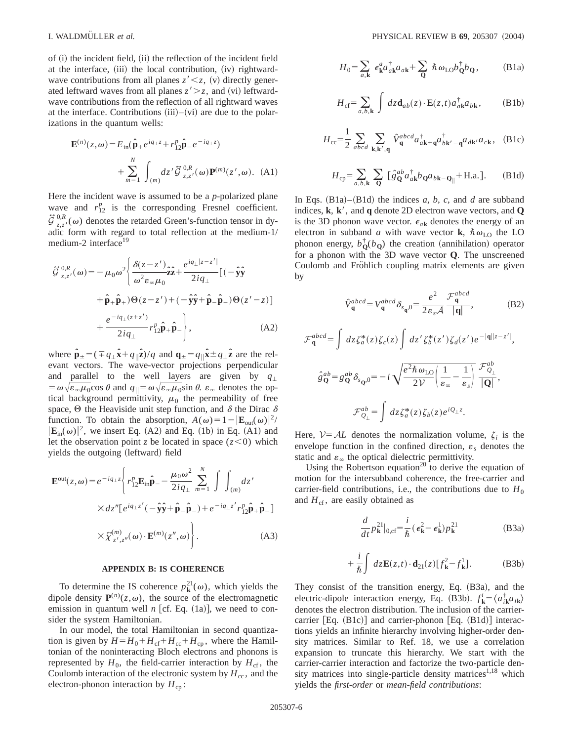of (i) the incident field, (ii) the reflection of the incident field at the interface, (iii) the local contribution, (iv) rightward-wave contributions from all planes $z' < z$, (v) directly generated leftward waves from all planes $z' > z$, and (vi) leftward-wave contributions from the reflection of all rightward waves at the interface. Contributions (iii)–(vi) are due to the polarizations in the quantum wells:

$$\mathbf{E}^{(n)}(z,\omega) = E_{\text{in}}(\hat{\mathbf{p}}_+ e^{iq_\perp z} + r_{12}^p \hat{\mathbf{p}}_- e^{-iq_\perp z}) + \sum_{m=1}^{N} \int_{(m)} dz' \vec{\mathcal{G}}^{\,0,R}_{z,z'}(\omega) \mathbf{P}^{(m)}(z',\omega). \quad \text{(A1)}$$

Here the incident wave is assumed to be a $p$-polarized plane wave and $r_{12}^p$ is the corresponding Fresnel coefficient. $\vec{\mathcal{G}}^{\,0,R}_{z,z'}(\omega)$ denotes the retarded Green's-function tensor in dyadic form with regard to total reflection at the medium-1/medium-2 interface[19]

$$\vec{\mathcal{G}}^{\,0,R}_{z,z'}(\omega) = -\mu_0 \omega^2 \Bigg\{ \frac{\delta(z-z')}{\omega^2 \varepsilon_\infty \mu_0} \hat{\mathbf{z}}\hat{\mathbf{z}} + \frac{e^{iq_\perp |z-z'|}}{2iq_\perp} [(-\hat{\mathbf{y}}\hat{\mathbf{y}} + \hat{\mathbf{p}}_+ \hat{\mathbf{p}}_+)\Theta(z-z') + (-\hat{\mathbf{y}}\hat{\mathbf{y}} + \hat{\mathbf{p}}_- \hat{\mathbf{p}}_-)\Theta(z'-z)] + \frac{e^{-iq_\perp (z+z')}}{2iq_\perp} r_{12}^p \hat{\mathbf{p}}_+ \hat{\mathbf{p}}_- \Bigg\}, \quad \text{(A2)}$$

where $\hat{\mathbf{p}}_\pm = (\mp q_\perp \hat{\mathbf{x}} + q_{||}\hat{\mathbf{z}})/q$ and $\mathbf{q}_\pm = q_{||}\hat{\mathbf{x}} \pm q_\perp \hat{\mathbf{z}}$ are the relevant vectors. The wave-vector projections perpendicular and parallel to the well layers are given by $q_\perp = \omega\sqrt{\varepsilon_\infty \mu_0}\cos\theta$ and $q_{||} = \omega\sqrt{\varepsilon_\infty \mu_0}\sin\theta$. $\varepsilon_\infty$ denotes the optical background permittivity, $\mu_0$ the permeability of free space, $\Theta$ the Heaviside unit step function, and $\delta$ the Dirac $\delta$ function. To obtain the absorption, $A(\omega) = 1 - |\mathbf{E}_{\text{out}}(\omega)|^2 / |\mathbf{E}_{\text{in}}(\omega)|^2$, we insert Eq. (A2) and Eq. (1b) in Eq. (A1) and let the observation point $z$ be located in space $(z<0)$ which yields the outgoing (leftward) field

$$\mathbf{E}^{\text{out}}(z,\omega) = e^{-iq_\perp z} \Bigg\{ r_{12}^p \mathbf{E}_{\text{in}} \hat{\mathbf{p}}_- - \frac{\mu_0 \omega^2}{2iq_\perp} \sum_{m=1}^{N} \int \int_{(m)} dz' \, dz'' [e^{iq_\perp z'}(-\hat{\mathbf{y}}\hat{\mathbf{y}} + \hat{\mathbf{p}}_- \hat{\mathbf{p}}_-) + e^{-iq_\perp z'} r_{12}^p \hat{\mathbf{p}}_+ \hat{\mathbf{p}}_-] \times \vec{\chi}^{(m)}_{z',z''}(\omega) \cdot \mathbf{E}^{(m)}(z'',\omega) \Bigg\}. \quad \text{(A3)}$$

## APPENDIX B: IS COHERENCE

To determine the IS coherence $p_{\mathbf{k}}^{21}(\omega)$, which yields the dipole density $\mathbf{P}^{(n)}(z,\omega)$, the source of the electromagnetic emission in quantum well $n$ [cf. Eq. (1a)], we need to consider the system Hamiltonian.

In our model, the total Hamiltonian in second quantization is given by $H = H_0 + H_{\text{cf}} + H_{\text{cc}} + H_{\text{cp}}$, where the Hamiltonian of the noninteracting Bloch electrons and phonons is represented by $H_0$, the field-carrier interaction by $H_{\text{cf}}$, the Coulomb interaction of the electronic system by $H_{\text{cc}}$, and the electron-phonon interaction by $H_{\text{cp}}$:

$$H_0 = \sum_{a,\mathbf{k}} \epsilon_{\mathbf{k}}^a a_{a\mathbf{k}}^\dagger a_{a\mathbf{k}} + \sum_{\mathbf{Q}} \hbar\omega_{\text{LO}} b_{\mathbf{Q}}^\dagger b_{\mathbf{Q}}, \quad \text{(B1a)}$$

$$H_{\text{cf}} = \sum_{a,b,\mathbf{k}} \int dz \, \mathbf{d}_{ab}(z) \cdot \mathbf{E}(z,t) a_{a\mathbf{k}}^\dagger a_{b\mathbf{k}}, \quad \text{(B1b)}$$

$$H_{\text{cc}} = \frac{1}{2} \sum_{abcd} \sum_{\mathbf{k},\mathbf{k}',\mathbf{q}} \hat{V}_{\mathbf{q}}^{abcd} a_{a\mathbf{k}+\mathbf{q}}^\dagger a_{b\mathbf{k}'-\mathbf{q}}^\dagger a_{d\mathbf{k}'} a_{c\mathbf{k}}, \quad \text{(B1c)}$$

$$H_{\text{cp}} = \sum_{a,b,\mathbf{k}} \sum_{\mathbf{Q}} [\hat{g}_{\mathbf{Q}}^{ab} a_{a\mathbf{k}}^\dagger b_{\mathbf{Q}} a_{b\mathbf{k}-\mathbf{Q}_{||}} + \text{H.a.}]. \quad \text{(B1d)}$$

In Eqs. (B1a)–(B1d) the indices $a$, $b$, $c$, and $d$ are subband indices, $\mathbf{k}$, $\mathbf{k}'$, and $\mathbf{q}$ denote 2D electron wave vectors, and $\mathbf{Q}$ is the 3D phonon wave vector. $\epsilon_{a\mathbf{k}}$ denotes the energy of an electron in subband $a$ with wave vector $\mathbf{k}$, $\hbar\omega_{\text{LO}}$ the LO phonon energy, $b_{\mathbf{Q}}^\dagger(b_{\mathbf{Q}})$ the creation (annihilation) operator for a phonon with the 3D wave vector $\mathbf{Q}$. The unscreened Coulomb and Fröhlich coupling matrix elements are given by

$$\hat{V}_{\mathbf{q}}^{abcd} = V_{\mathbf{q}}^{abcd} \delta_{s_{\mathbf{q}},0} = \frac{e^2}{2\varepsilon_s \mathcal{A}} \frac{\mathcal{F}_{\mathbf{q}}^{abcd}}{|\mathbf{q}|}, \quad \text{(B2)}$$

$$\mathcal{F}_{\mathbf{q}}^{abcd} = \int dz \, \zeta_a^*(z) \zeta_c(z) \int dz' \, \zeta_b^*(z') \zeta_d(z') e^{-|\mathbf{q}||z-z'|},$$

$$\hat{g}_{\mathbf{Q}}^{ab} = g_{\mathbf{Q}}^{ab} \delta_{s_{\mathbf{Q}},0} = -i\sqrt{\frac{e^2 \hbar\omega_{\text{LO}}}{2\mathcal{V}} \left(\frac{1}{\varepsilon_\infty} - \frac{1}{\varepsilon_s}\right)} \frac{\mathcal{F}_{Q_\perp}^{ab}}{|\mathbf{Q}|},$$

$$\mathcal{F}_{Q_\perp}^{ab} = \int dz \, \zeta_a^*(z) \zeta_b(z) e^{iQ_\perp z}.$$

Here, $\mathcal{V} = \mathcal{A}L$ denotes the normalization volume, $\zeta_i$ is the envelope function in the confined direction, $\varepsilon_s$ denotes the static and $\varepsilon_\infty$ the optical dielectric permittivity.

Using the Robertson equation[20] to derive the equation of motion for the intersubband coherence, the free-carrier and carrier-field contributions, i.e., the contributions due to $H_0$ and $H_{\text{cf}}$, are easily obtained as

$$\frac{d}{dt} p_{\mathbf{k}}^{21}\Big|_{0,\text{cf}} = \frac{i}{\hbar}(\epsilon_{\mathbf{k}}^2 - \epsilon_{\mathbf{k}}^1) p_{\mathbf{k}}^{21} \quad \text{(B3a)}$$

$$+ \frac{i}{\hbar} \int dz \mathbf{E}(z,t) \cdot \mathbf{d}_{21}(z) [f_{\mathbf{k}}^2 - f_{\mathbf{k}}^1]. \quad \text{(B3b)}$$

They consist of the transition energy, Eq. (B3a), and the electric-dipole interaction energy, Eq. (B3b). $f_{\mathbf{k}}^i = \langle a_{i\mathbf{k}}^\dagger a_{i\mathbf{k}} \rangle$ denotes the electron distribution. The inclusion of the carrier-carrier [Eq. (B1c)] and carrier-phonon [Eq. (B1d)] interactions yields an infinite hierarchy involving higher-order density matrices. Similar to Ref. 18, we use a correlation expansion to truncate this hierarchy. We start with the carrier-carrier interaction and factorize the two-particle density matrices into single-particle density matrices[1,18] which yields the *first-order* or *mean-field contributions*: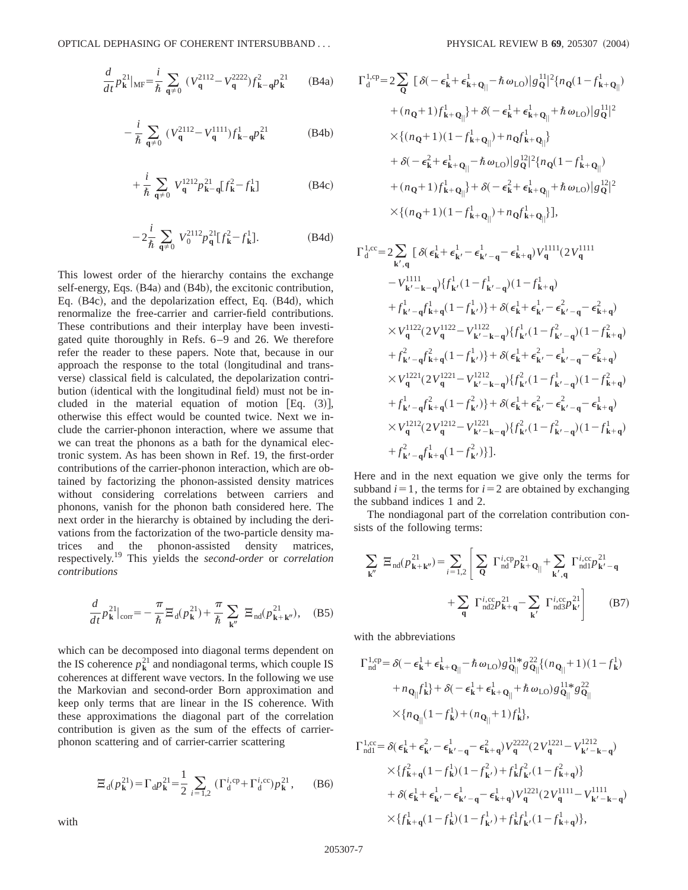$$\frac{d}{dt}p_{\mathbf{k}}^{21}|_{\mathrm{MF}} = \frac{i}{\hbar}\sum_{\mathbf{q}\neq 0}(V_{\mathbf{q}}^{2112} - V_{\mathbf{q}}^{2222})f_{\mathbf{k}-\mathbf{q}}^{2}p_{\mathbf{k}}^{21} \tag{B4a}$$

$$-\frac{i}{\hbar}\sum_{\mathbf{q}\neq 0}(V_{\mathbf{q}}^{2112} - V_{\mathbf{q}}^{1111})f_{\mathbf{k}-\mathbf{q}}^{1}p_{\mathbf{k}}^{21} \tag{B4b}$$

$$+\frac{i}{\hbar}\sum_{\mathbf{q}\neq 0}V_{\mathbf{q}}^{1212}p_{\mathbf{k}-\mathbf{q}}^{21}[f_{\mathbf{k}}^{2} - f_{\mathbf{k}}^{1}] \tag{B4c}$$

$$-2\frac{i}{\hbar}\sum_{\mathbf{q}\neq 0}V_{0}^{2112}p_{\mathbf{q}}^{21}[f_{\mathbf{k}}^{2} - f_{\mathbf{k}}^{1}]. \tag{B4d}$$

This lowest order of the hierarchy contains the exchange self-energy, Eqs. (B4a) and (B4b), the excitonic contribution, Eq. (B4c), and the depolarization effect, Eq. (B4d), which renormalize the free-carrier and carrier-field contributions. These contributions and their interplay have been investigated quite thoroughly in Refs. 6–9 and 26. We therefore refer the reader to these papers. Note that, because in our approach the response to the total (longitudinal and transverse) classical field is calculated, the depolarization contribution (identical with the longitudinal field) must not be included in the material equation of motion [Eq. (3)], otherwise this effect would be counted twice. Next we include the carrier-phonon interaction, where we assume that we can treat the phonons as a bath for the dynamical electronic system. As has been shown in Ref. 19, the first-order contributions of the carrier-phonon interaction, which are obtained by factorizing the phonon-assisted density matrices without considering correlations between carriers and phonons, vanish for the phonon bath considered here. The next order in the hierarchy is obtained by including the derivations from the factorization of the two-particle density matrices and the phonon-assisted density matrices, respectively.[19] This yields the *second-order* or *correlation contributions*

$$\frac{d}{dt}p_{\mathbf{k}}^{21}|_{\mathrm{corr}} = -\frac{\pi}{\hbar}\Xi_{\mathrm{d}}(p_{\mathbf{k}}^{21}) + \frac{\pi}{\hbar}\sum_{\mathbf{k}''}\Xi_{\mathrm{nd}}(p_{\mathbf{k}+\mathbf{k}''}^{21}), \tag{B5}$$

which can be decomposed into diagonal terms dependent on the IS coherence $p_{\mathbf{k}}^{21}$ and nondiagonal terms, which couple IS coherences at different wave vectors. In the following we use the Markovian and second-order Born approximation and keep only terms that are linear in the IS coherence. With these approximations the diagonal part of the correlation contribution is given as the sum of the effects of carrier-phonon scattering and of carrier-carrier scattering

$$\Xi_{\mathrm{d}}(p_{\mathbf{k}}^{21}) = \Gamma_{\mathrm{d}}p_{\mathbf{k}}^{21} = \frac{1}{2}\sum_{i=1,2}(\Gamma_{\mathrm{d}}^{i,\mathrm{cp}} + \Gamma_{\mathrm{d}}^{i,\mathrm{cc}})p_{\mathbf{k}}^{21}, \tag{B6}$$

with

$$\begin{aligned}
\Gamma_{\mathrm{d}}^{1,\mathrm{cp}} = 2\sum_{\mathbf{Q}} \Big[ & \delta(-\epsilon_{\mathbf{k}}^{1} + \epsilon_{\mathbf{k}+\mathbf{Q}_{\|}}^{1} - \hbar\omega_{\mathrm{LO}})|g_{\mathbf{Q}}^{11}|^{2}\{n_{\mathbf{Q}}(1 - f_{\mathbf{k}+\mathbf{Q}_{\|}}^{1}) \\
& + (n_{\mathbf{Q}}+1)f_{\mathbf{k}+\mathbf{Q}_{\|}}^{1}\} + \delta(-\epsilon_{\mathbf{k}}^{1} + \epsilon_{\mathbf{k}+\mathbf{Q}_{\|}}^{1} + \hbar\omega_{\mathrm{LO}})|g_{\mathbf{Q}}^{11}|^{2} \\
& \times\{(n_{\mathbf{Q}}+1)(1 - f_{\mathbf{k}+\mathbf{Q}_{\|}}^{1}) + n_{\mathbf{Q}}f_{\mathbf{k}+\mathbf{Q}_{\|}}^{1}\} \\
& + \delta(-\epsilon_{\mathbf{k}}^{2} + \epsilon_{\mathbf{k}+\mathbf{Q}_{\|}}^{1} - \hbar\omega_{\mathrm{LO}})|g_{\mathbf{Q}}^{12}|^{2}\{n_{\mathbf{Q}}(1 - f_{\mathbf{k}+\mathbf{Q}_{\|}}^{1}) \\
& + (n_{\mathbf{Q}}+1)f_{\mathbf{k}+\mathbf{Q}_{\|}}^{1}\} + \delta(-\epsilon_{\mathbf{k}}^{2} + \epsilon_{\mathbf{k}+\mathbf{Q}_{\|}}^{1} + \hbar\omega_{\mathrm{LO}})|g_{\mathbf{Q}}^{12}|^{2} \\
& \times\{(n_{\mathbf{Q}}+1)(1 - f_{\mathbf{k}+\mathbf{Q}_{\|}}^{1}) + n_{\mathbf{Q}}f_{\mathbf{k}+\mathbf{Q}_{\|}}^{1}\}\Big],
\end{aligned}$$

$$\begin{aligned}
\Gamma_{\mathrm{d}}^{1,\mathrm{cc}} = 2\sum_{\mathbf{k}',\mathbf{q}} \Big[ & \delta(\epsilon_{\mathbf{k}}^{1} + \epsilon_{\mathbf{k}'}^{1} - \epsilon_{\mathbf{k}'-\mathbf{q}}^{1} - \epsilon_{\mathbf{k}+\mathbf{q}}^{1})V_{\mathbf{q}}^{1111}(2V_{\mathbf{q}}^{1111} \\
& - V_{\mathbf{k}'-\mathbf{k}-\mathbf{q}}^{1111})\{f_{\mathbf{k}'}^{1}(1 - f_{\mathbf{k}'-\mathbf{q}}^{1})(1 - f_{\mathbf{k}+\mathbf{q}}^{1}) \\
& + f_{\mathbf{k}'-\mathbf{q}}^{1}f_{\mathbf{k}+\mathbf{q}}^{1}(1 - f_{\mathbf{k}'}^{1})\} + \delta(\epsilon_{\mathbf{k}}^{1} + \epsilon_{\mathbf{k}'}^{1} - \epsilon_{\mathbf{k}'-\mathbf{q}}^{2} - \epsilon_{\mathbf{k}+\mathbf{q}}^{2}) \\
& \times V_{\mathbf{q}}^{1122}(2V_{\mathbf{q}}^{1122} - V_{\mathbf{k}'-\mathbf{k}-\mathbf{q}}^{1122})\{f_{\mathbf{k}'}^{1}(1 - f_{\mathbf{k}'-\mathbf{q}}^{2})(1 - f_{\mathbf{k}+\mathbf{q}}^{2}) \\
& + f_{\mathbf{k}'-\mathbf{q}}^{2}f_{\mathbf{k}+\mathbf{q}}^{2}(1 - f_{\mathbf{k}'}^{1})\} + \delta(\epsilon_{\mathbf{k}}^{1} + \epsilon_{\mathbf{k}'}^{2} - \epsilon_{\mathbf{k}'-\mathbf{q}}^{1} - \epsilon_{\mathbf{k}+\mathbf{q}}^{2}) \\
& \times V_{\mathbf{q}}^{1221}(2V_{\mathbf{q}}^{1221} - V_{\mathbf{k}'-\mathbf{k}-\mathbf{q}}^{1212})\{f_{\mathbf{k}'}^{2}(1 - f_{\mathbf{k}'-\mathbf{q}}^{1})(1 - f_{\mathbf{k}+\mathbf{q}}^{2}) \\
& + f_{\mathbf{k}'-\mathbf{q}}^{1}f_{\mathbf{k}+\mathbf{q}}^{2}(1 - f_{\mathbf{k}'}^{2})\} + \delta(\epsilon_{\mathbf{k}}^{1} + \epsilon_{\mathbf{k}'}^{2} - \epsilon_{\mathbf{k}'-\mathbf{q}}^{2} - \epsilon_{\mathbf{k}+\mathbf{q}}^{1}) \\
& \times V_{\mathbf{q}}^{1212}(2V_{\mathbf{q}}^{1212} - V_{\mathbf{k}'-\mathbf{k}-\mathbf{q}}^{1221})\{f_{\mathbf{k}'}^{2}(1 - f_{\mathbf{k}'-\mathbf{q}}^{2})(1 - f_{\mathbf{k}+\mathbf{q}}^{1}) \\
& + f_{\mathbf{k}'-\mathbf{q}}^{2}f_{\mathbf{k}+\mathbf{q}}^{1}(1 - f_{\mathbf{k}'}^{2})\}\Big].
\end{aligned}$$

Here and in the next equation we give only the terms for subband $i=1$, the terms for $i=2$ are obtained by exchanging the subband indices 1 and 2.

The nondiagonal part of the correlation contribution consists of the following terms:

$$\begin{aligned}
\sum_{\mathbf{k}''}\Xi_{\mathrm{nd}}(p_{\mathbf{k}+\mathbf{k}''}^{21}) = \sum_{i=1,2}\Bigg[ & \sum_{\mathbf{Q}}\Gamma_{\mathrm{nd}}^{i,\mathrm{cp}}p_{\mathbf{k}+\mathbf{Q}_{\|}}^{21} + \sum_{\mathbf{k}',\mathbf{q}}\Gamma_{\mathrm{nd1}}^{i,\mathrm{cc}}p_{\mathbf{k}'-\mathbf{q}}^{21} \\
& + \sum_{\mathbf{q}}\Gamma_{\mathrm{nd2}}^{i,\mathrm{cc}}p_{\mathbf{k}+\mathbf{q}}^{21} - \sum_{\mathbf{k}'}\Gamma_{\mathrm{nd3}}^{i,\mathrm{cc}}p_{\mathbf{k}'}^{21}\Bigg]
\end{aligned} \tag{B7}$$

with the abbreviations

$$\begin{aligned}
\Gamma_{\mathrm{nd}}^{1,\mathrm{cp}} = & \delta(-\epsilon_{\mathbf{k}}^{1} + \epsilon_{\mathbf{k}+\mathbf{Q}_{\|}}^{1} - \hbar\omega_{\mathrm{LO}})g_{\mathbf{Q}_{\|}}^{11*}g_{\mathbf{Q}_{\|}}^{22}\{(n_{\mathbf{Q}_{\|}}+1)(1 - f_{\mathbf{k}}^{1}) \\
& + n_{\mathbf{Q}_{\|}}f_{\mathbf{k}}^{1}\} + \delta(-\epsilon_{\mathbf{k}}^{1} + \epsilon_{\mathbf{k}+\mathbf{Q}_{\|}}^{1} + \hbar\omega_{\mathrm{LO}})g_{\mathbf{Q}_{\|}}^{11*}g_{\mathbf{Q}_{\|}}^{22} \\
& \times\{n_{\mathbf{Q}_{\|}}(1 - f_{\mathbf{k}}^{1}) + (n_{\mathbf{Q}_{\|}}+1)f_{\mathbf{k}}^{1}\},
\end{aligned}$$

$$\begin{aligned}
\Gamma_{\mathrm{nd1}}^{1,\mathrm{cc}} = & \delta(\epsilon_{\mathbf{k}}^{1} + \epsilon_{\mathbf{k}'}^{2} - \epsilon_{\mathbf{k}'-\mathbf{q}}^{1} - \epsilon_{\mathbf{k}+\mathbf{q}}^{2})V_{\mathbf{q}}^{2222}(2V_{\mathbf{q}}^{1221} - V_{\mathbf{k}'-\mathbf{k}-\mathbf{q}}^{1212}) \\
& \times\{f_{\mathbf{k}+\mathbf{q}}^{2}(1 - f_{\mathbf{k}}^{1})(1 - f_{\mathbf{k}'}^{2}) + f_{\mathbf{k}}^{1}f_{\mathbf{k}'}^{2}(1 - f_{\mathbf{k}+\mathbf{q}}^{2})\} \\
& + \delta(\epsilon_{\mathbf{k}}^{1} + \epsilon_{\mathbf{k}'}^{1} - \epsilon_{\mathbf{k}'-\mathbf{q}}^{1} - \epsilon_{\mathbf{k}+\mathbf{q}}^{1})V_{\mathbf{q}}^{1221}(2V_{\mathbf{q}}^{1111} - V_{\mathbf{k}'-\mathbf{k}-\mathbf{q}}^{1111}) \\
& \times\{f_{\mathbf{k}+\mathbf{q}}^{1}(1 - f_{\mathbf{k}}^{1})(1 - f_{\mathbf{k}'}^{1}) + f_{\mathbf{k}}^{1}f_{\mathbf{k}'}^{1}(1 - f_{\mathbf{k}+\mathbf{q}}^{1})\},
\end{aligned}$$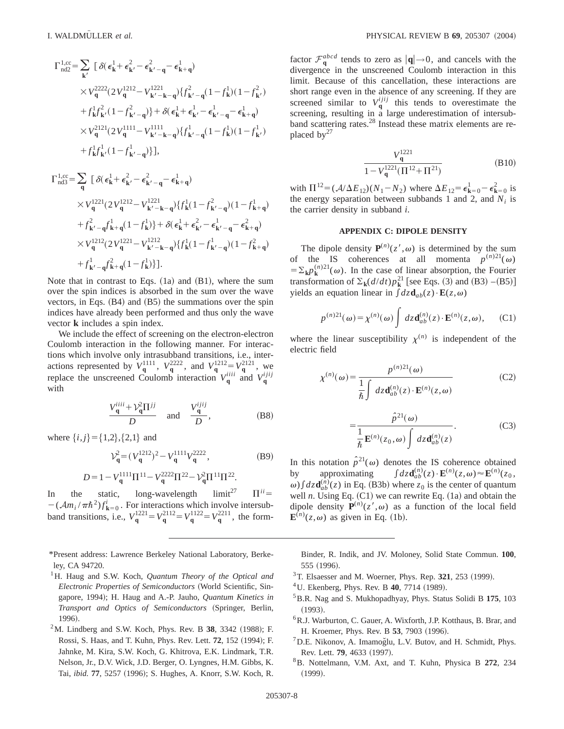$$\Gamma^{1,cc}_{nd2} = \sum_{\mathbf{k}'} \left[ \delta(\epsilon^1_{\mathbf{k}} + \epsilon^2_{\mathbf{k}'} - \epsilon^2_{\mathbf{k}'-\mathbf{q}} - \epsilon^1_{\mathbf{k}+\mathbf{q}}) \times V^{2222}_{\mathbf{q}} (2V^{1212}_{\mathbf{q}} - V^{1221}_{\mathbf{k}'-\mathbf{k}-\mathbf{q}}) \{ f^2_{\mathbf{k}'-\mathbf{q}} (1-f^1_{\mathbf{k}})(1-f^2_{\mathbf{k}'}) + f^1_{\mathbf{k}} f^2_{\mathbf{k}'} (1-f^2_{\mathbf{k}'-\mathbf{q}}) \} + \delta(\epsilon^1_{\mathbf{k}} + \epsilon^1_{\mathbf{k}'} - \epsilon^1_{\mathbf{k}'-\mathbf{q}} - \epsilon^1_{\mathbf{k}+\mathbf{q}}) \times V^{2121}_{\mathbf{q}} (2V^{1111}_{\mathbf{q}} - V^{1111}_{\mathbf{k}'-\mathbf{k}-\mathbf{q}}) \{ f^1_{\mathbf{k}'-\mathbf{q}} (1-f^1_{\mathbf{k}})(1-f^1_{\mathbf{k}'}) + f^1_{\mathbf{k}} f^1_{\mathbf{k}'} (1-f^1_{\mathbf{k}'-\mathbf{q}}) \} \right],$$

$$\Gamma^{1,cc}_{nd3} = \sum_{\mathbf{q}} \left[ \delta(\epsilon^1_{\mathbf{k}} + \epsilon^2_{\mathbf{k}'} - \epsilon^2_{\mathbf{k}'-\mathbf{q}} - \epsilon^1_{\mathbf{k}+\mathbf{q}}) \times V^{1221}_{\mathbf{q}} (2V^{1212}_{\mathbf{q}} - V^{1221}_{\mathbf{k}'-\mathbf{k}-\mathbf{q}}) \{ f^1_{\mathbf{k}} (1-f^2_{\mathbf{k}'-\mathbf{q}})(1-f^1_{\mathbf{k}+\mathbf{q}}) + f^2_{\mathbf{k}'-\mathbf{q}} f^1_{\mathbf{k}+\mathbf{q}} (1-f^1_{\mathbf{k}}) \} + \delta(\epsilon^1_{\mathbf{k}} + \epsilon^2_{\mathbf{k}'} - \epsilon^1_{\mathbf{k}'-\mathbf{q}} - \epsilon^2_{\mathbf{k}+\mathbf{q}}) \times V^{1212}_{\mathbf{q}} (2V^{1221}_{\mathbf{q}} - V^{1212}_{\mathbf{k}'-\mathbf{k}-\mathbf{q}}) \{ f^1_{\mathbf{k}} (1-f^1_{\mathbf{k}'-\mathbf{q}})(1-f^2_{\mathbf{k}+\mathbf{q}}) + f^1_{\mathbf{k}'-\mathbf{q}} f^2_{\mathbf{k}+\mathbf{q}} (1-f^1_{\mathbf{k}}) \} \right].$$

Note that in contrast to Eqs. (1a) and (B1), where the sum over the spin indices is absorbed in the sum over the wave vectors, in Eqs. (B4) and (B5) the summations over the spin indices have already been performed and thus only the wave vector $\mathbf{k}$ includes a spin index.

We include the effect of screening on the electron-electron Coulomb interaction in the following manner. For interactions which involve only intrasubband transitions, i.e., interactions represented by $V^{1111}_{\mathbf{q}}$, $V^{2222}_{\mathbf{q}}$, and $V^{1212}_{\mathbf{q}} = V^{2121}_{\mathbf{q}}$, we replace the unscreened Coulomb interaction $V^{iiii}_{\mathbf{q}}$ and $V^{ijij}_{\mathbf{q}}$ with

$$\frac{V^{iiii}_{\mathbf{q}} + \mathcal{V}^2_{\mathbf{q}} \Pi^{jj}}{D} \quad \text{and} \quad \frac{V^{ijij}_{\mathbf{q}}}{D}, \tag{B8}$$

where $\{i,j\} = \{1,2\},\{2,1\}$ and

$$\mathcal{V}^2_{\mathbf{q}} = (V^{1212}_{\mathbf{q}})^2 - V^{1111}_{\mathbf{q}} V^{2222}_{\mathbf{q}}, \tag{B9}$$

$$D = 1 - V^{1111}_{\mathbf{q}} \Pi^{11} - V^{2222}_{\mathbf{q}} \Pi^{22} - \mathcal{V}^2_{\mathbf{q}} \Pi^{11} \Pi^{22}.$$

In the static, long-wavelength limit[27] $\Pi^{ii} = -(\mathcal{A} m_i / \pi \hbar^2) f^i_{\mathbf{k}=0}$. For interactions which involve intersubband transitions, i.e., $V^{1221}_{\mathbf{q}} = V^{2112}_{\mathbf{q}} = V^{1122}_{\mathbf{q}} = V^{2211}_{\mathbf{q}}$, the form-factor $\mathcal{F}^{abcd}_{\mathbf{q}}$ tends to zero as $|\mathbf{q}| \to 0$, and cancels with the divergence in the unscreened Coulomb interaction in this limit. Because of this cancellation, these interactions are short range even in the absence of any screening. If they are screened similar to $V^{ijij}_{\mathbf{q}}$ this tends to overestimate the screening, resulting in a large underestimation of intersubband scattering rates.[28] Instead these matrix elements are replaced by[27]

$$\frac{V^{1221}_{\mathbf{q}}}{1 - V^{1221}_{\mathbf{q}} (\Pi^{12} + \Pi^{21})} \tag{B10}$$

with $\Pi^{12} = (\mathcal{A}/\Delta E_{12})(N_1 - N_2)$ where $\Delta E_{12} = \epsilon^1_{\mathbf{k}=0} - \epsilon^2_{\mathbf{k}=0}$ is the energy separation between subbands 1 and 2, and $N_i$ is the carrier density in subband $i$.

## APPENDIX C: DIPOLE DENSITY

The dipole density $\mathbf{P}^{(n)}(z', \omega)$ is determined by the sum of the IS coherences at all momenta $p^{(n)21}(\omega) = \Sigma_{\mathbf{k}} p^{(n)21}_{\mathbf{k}}(\omega)$. In the case of linear absorption, the Fourier transformation of $\Sigma_{\mathbf{k}} (d/dt) p^{21}_{\mathbf{k}}$ [see Eqs. (3) and (B3) –(B5)] yields an equation linear in $\int dz \mathbf{d}_{ab}(z) \cdot \mathbf{E}(z, \omega)$

$$p^{(n)21}(\omega) = \chi^{(n)}(\omega) \int dz \mathbf{d}^{(n)}_{ab}(z) \cdot \mathbf{E}^{(n)}(z, \omega), \tag{C1}$$

where the linear susceptibility $\chi^{(n)}$ is independent of the electric field

$$\chi^{(n)}(\omega) = \frac{p^{(n)21}(\omega)}{\frac{1}{\hbar} \int dz \mathbf{d}^{(n)}_{ab}(z) \cdot \mathbf{E}^{(n)}(z, \omega)} \tag{C2}$$

$$= \frac{\hat{p}^{21}(\omega)}{\frac{1}{\hbar} \mathbf{E}^{(n)}(z_0, \omega) \int dz \mathbf{d}^{(n)}_{ab}(z)}. \tag{C3}$$

In this notation $\hat{p}^{21}(\omega)$ denotes the IS coherence obtained by approximating $\int dz \mathbf{d}^{(n)}_{ab}(z) \cdot \mathbf{E}^{(n)}(z, \omega) \approx \mathbf{E}^{(n)}(z_0, \omega) \int dz \mathbf{d}^{(n)}_{ab}(z)$ in Eq. (B3b) where $z_0$ is the center of quantum well $n$. Using Eq. (C1) we can rewrite Eq. (1a) and obtain the dipole density $\mathbf{P}^{(n)}(z', \omega)$ as a function of the local field $\mathbf{E}^{(n)}(z, \omega)$ as given in Eq. (1b).

---

*Present address: Lawrence Berkeley National Laboratory, Berkeley, CA 94720.

[1] H. Haug and S.W. Koch, *Quantum Theory of the Optical and Electronic Properties of Semiconductors* (World Scientific, Singapore, 1994); H. Haug and A.-P. Jauho, *Quantum Kinetics in Transport and Optics of Semiconductors* (Springer, Berlin, 1996).

[2] M. Lindberg and S.W. Koch, Phys. Rev. B **38**, 3342 (1988); F. Rossi, S. Haas, and T. Kuhn, Phys. Rev. Lett. **72**, 152 (1994); F. Jahnke, M. Kira, S.W. Koch, G. Khitrova, E.K. Lindmark, T.R. Nelson, Jr., D.V. Wick, J.D. Berger, O. Lyngnes, H.M. Gibbs, K. Tai, *ibid.* **77**, 5257 (1996); S. Hughes, A. Knorr, S.W. Koch, R. Binder, R. Indik, and JV. Moloney, Solid State Commun. **100**, 555 (1996).

[3] T. Elsaesser and M. Woerner, Phys. Rep. **321**, 253 (1999).

[4] U. Ekenberg, Phys. Rev. B **40**, 7714 (1989).

[5] B.R. Nag and S. Mukhopadhyay, Phys. Status Solidi B **175**, 103 (1993).

[6] R.J. Warburton, C. Gauer, A. Wixforth, J.P. Kotthaus, B. Brar, and H. Kroemer, Phys. Rev. B **53**, 7903 (1996).

[7] D.E. Nikonov, A. Imamoğlu, L.V. Butov, and H. Schmidt, Phys. Rev. Lett. **79**, 4633 (1997).

[8] B. Nottelmann, V.M. Axt, and T. Kuhn, Physica B **272**, 234 (1999).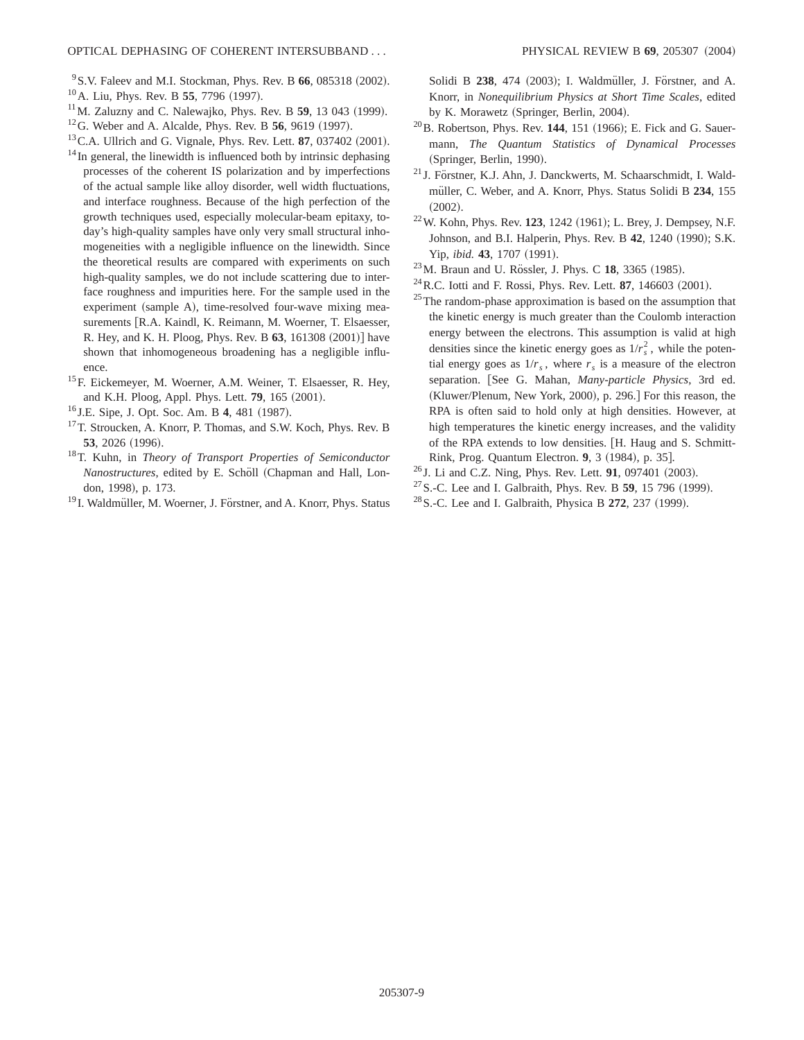[9] S.V. Faleev and M.I. Stockman, Phys. Rev. B **66**, 085318 (2002).

[10] A. Liu, Phys. Rev. B **55**, 7796 (1997).

[11] M. Zaluzny and C. Nalewajko, Phys. Rev. B **59**, 13 043 (1999).

[12] G. Weber and A. Alcalde, Phys. Rev. B **56**, 9619 (1997).

[13] C.A. Ullrich and G. Vignale, Phys. Rev. Lett. **87**, 037402 (2001).

[14] In general, the linewidth is influenced both by intrinsic dephasing processes of the coherent IS polarization and by imperfections of the actual sample like alloy disorder, well width fluctuations, and interface roughness. Because of the high perfection of the growth techniques used, especially molecular-beam epitaxy, today's high-quality samples have only very small structural inhomogeneities with a negligible influence on the linewidth. Since the theoretical results are compared with experiments on such high-quality samples, we do not include scattering due to interface roughness and impurities here. For the sample used in the experiment (sample A), time-resolved four-wave mixing measurements [R.A. Kaindl, K. Reimann, M. Woerner, T. Elsaesser, R. Hey, and K. H. Ploog, Phys. Rev. B **63**, 161308 (2001)] have shown that inhomogeneous broadening has a negligible influence.

[15] F. Eickemeyer, M. Woerner, A.M. Weiner, T. Elsaesser, R. Hey, and K.H. Ploog, Appl. Phys. Lett. **79**, 165 (2001).

[16] J.E. Sipe, J. Opt. Soc. Am. B **4**, 481 (1987).

[17] T. Stroucken, A. Knorr, P. Thomas, and S.W. Koch, Phys. Rev. B **53**, 2026 (1996).

[18] T. Kuhn, in *Theory of Transport Properties of Semiconductor Nanostructures*, edited by E. Schöll (Chapman and Hall, London, 1998), p. 173.

[19] I. Waldmüller, M. Woerner, J. Förstner, and A. Knorr, Phys. Status Solidi B **238**, 474 (2003); I. Waldmüller, J. Förstner, and A. Knorr, in *Nonequilibrium Physics at Short Time Scales*, edited by K. Morawetz (Springer, Berlin, 2004).

[20] B. Robertson, Phys. Rev. **144**, 151 (1966); E. Fick and G. Sauermann, *The Quantum Statistics of Dynamical Processes* (Springer, Berlin, 1990).

[21] J. Förstner, K.J. Ahn, J. Danckwerts, M. Schaarschmidt, I. Waldmüller, C. Weber, and A. Knorr, Phys. Status Solidi B **234**, 155 (2002).

[22] W. Kohn, Phys. Rev. **123**, 1242 (1961); L. Brey, J. Dempsey, N.F. Johnson, and B.I. Halperin, Phys. Rev. B **42**, 1240 (1990); S.K. Yip, *ibid.* **43**, 1707 (1991).

[23] M. Braun and U. Rössler, J. Phys. C **18**, 3365 (1985).

[24] R.C. Iotti and F. Rossi, Phys. Rev. Lett. **87**, 146603 (2001).

[25] The random-phase approximation is based on the assumption that the kinetic energy is much greater than the Coulomb interaction energy between the electrons. This assumption is valid at high densities since the kinetic energy goes as $1/r_s^2$, while the potential energy goes as $1/r_s$, where $r_s$ is a measure of the electron separation. [See G. Mahan, *Many-particle Physics*, 3rd ed. (Kluwer/Plenum, New York, 2000), p. 296.] For this reason, the RPA is often said to hold only at high densities. However, at high temperatures the kinetic energy increases, and the validity of the RPA extends to low densities. [H. Haug and S. Schmitt-Rink, Prog. Quantum Electron. **9**, 3 (1984), p. 35].

[26] J. Li and C.Z. Ning, Phys. Rev. Lett. **91**, 097401 (2003).

[27] S.-C. Lee and I. Galbraith, Phys. Rev. B **59**, 15 796 (1999).

[28] S.-C. Lee and I. Galbraith, Physica B **272**, 237 (1999).